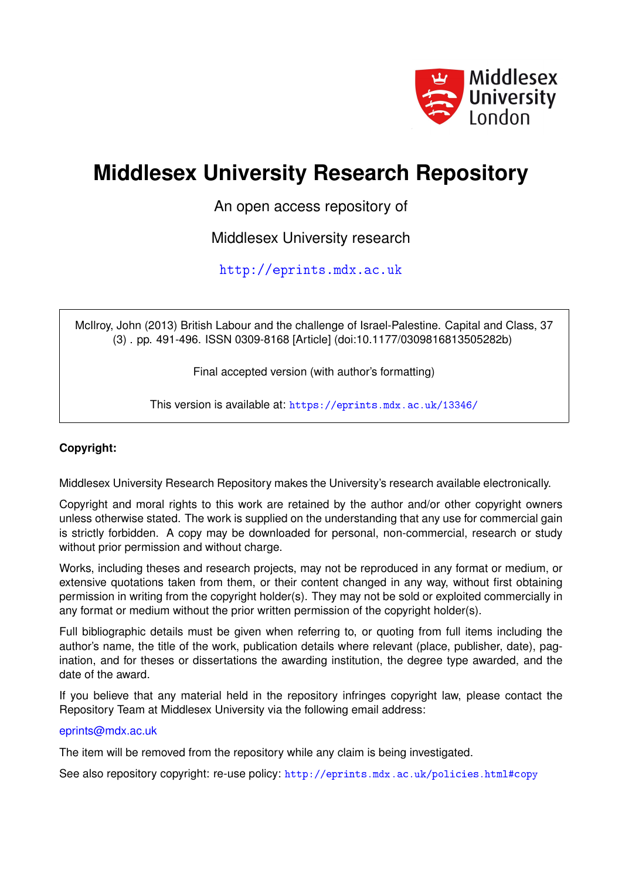Middlesex University London

# Middlesex University Research Repository

An open access repository of

Middlesex University research

http://eprints.mdx.ac.uk

McIlroy, John (2013) British Labour and the challenge of Israel-Palestine. Capital and Class, 37 (3) . pp. 491-496. ISSN 0309-8168 [Article] (doi:10.1177/0309816813505282b)

Final accepted version (with author's formatting)

This version is available at: https://eprints.mdx.ac.uk/13346/

**Copyright:**

Middlesex University Research Repository makes the University's research available electronically.

Copyright and moral rights to this work are retained by the author and/or other copyright owners unless otherwise stated. The work is supplied on the understanding that any use for commercial gain is strictly forbidden. A copy may be downloaded for personal, non-commercial, research or study without prior permission and without charge.

Works, including theses and research projects, may not be reproduced in any format or medium, or extensive quotations taken from them, or their content changed in any way, without first obtaining permission in writing from the copyright holder(s). They may not be sold or exploited commercially in any format or medium without the prior written permission of the copyright holder(s).

Full bibliographic details must be given when referring to, or quoting from full items including the author's name, the title of the work, publication details where relevant (place, publisher, date), pagination, and for theses or dissertations the awarding institution, the degree type awarded, and the date of the award.

If you believe that any material held in the repository infringes copyright law, please contact the Repository Team at Middlesex University via the following email address:

eprints@mdx.ac.uk

The item will be removed from the repository while any claim is being investigated.

See also repository copyright: re-use policy: http://eprints.mdx.ac.uk/policies.html#copy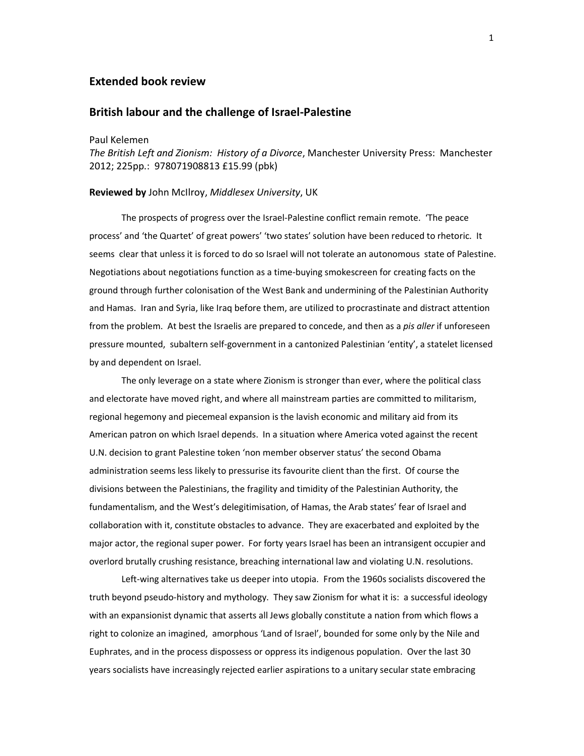## Extended book review

## British labour and the challenge of Israel-Palestine

Paul Kelemen
*The British Left and Zionism: History of a Divorce*, Manchester University Press: Manchester 2012; 225pp.: 978071908813 £15.99 (pbk)

**Reviewed by** John McIlroy, *Middlesex University*, UK

The prospects of progress over the Israel-Palestine conflict remain remote. 'The peace process' and 'the Quartet' of great powers' 'two states' solution have been reduced to rhetoric. It seems clear that unless it is forced to do so Israel will not tolerate an autonomous state of Palestine. Negotiations about negotiations function as a time-buying smokescreen for creating facts on the ground through further colonisation of the West Bank and undermining of the Palestinian Authority and Hamas. Iran and Syria, like Iraq before them, are utilized to procrastinate and distract attention from the problem. At best the Israelis are prepared to concede, and then as a *pis aller* if unforeseen pressure mounted, subaltern self-government in a cantonized Palestinian 'entity', a statelet licensed by and dependent on Israel.

The only leverage on a state where Zionism is stronger than ever, where the political class and electorate have moved right, and where all mainstream parties are committed to militarism, regional hegemony and piecemeal expansion is the lavish economic and military aid from its American patron on which Israel depends. In a situation where America voted against the recent U.N. decision to grant Palestine token 'non member observer status' the second Obama administration seems less likely to pressurise its favourite client than the first. Of course the divisions between the Palestinians, the fragility and timidity of the Palestinian Authority, the fundamentalism, and the West's delegitimisation, of Hamas, the Arab states' fear of Israel and collaboration with it, constitute obstacles to advance. They are exacerbated and exploited by the major actor, the regional super power. For forty years Israel has been an intransigent occupier and overlord brutally crushing resistance, breaching international law and violating U.N. resolutions.

Left-wing alternatives take us deeper into utopia. From the 1960s socialists discovered the truth beyond pseudo-history and mythology. They saw Zionism for what it is: a successful ideology with an expansionist dynamic that asserts all Jews globally constitute a nation from which flows a right to colonize an imagined, amorphous 'Land of Israel', bounded for some only by the Nile and Euphrates, and in the process dispossess or oppress its indigenous population. Over the last 30 years socialists have increasingly rejected earlier aspirations to a unitary secular state embracing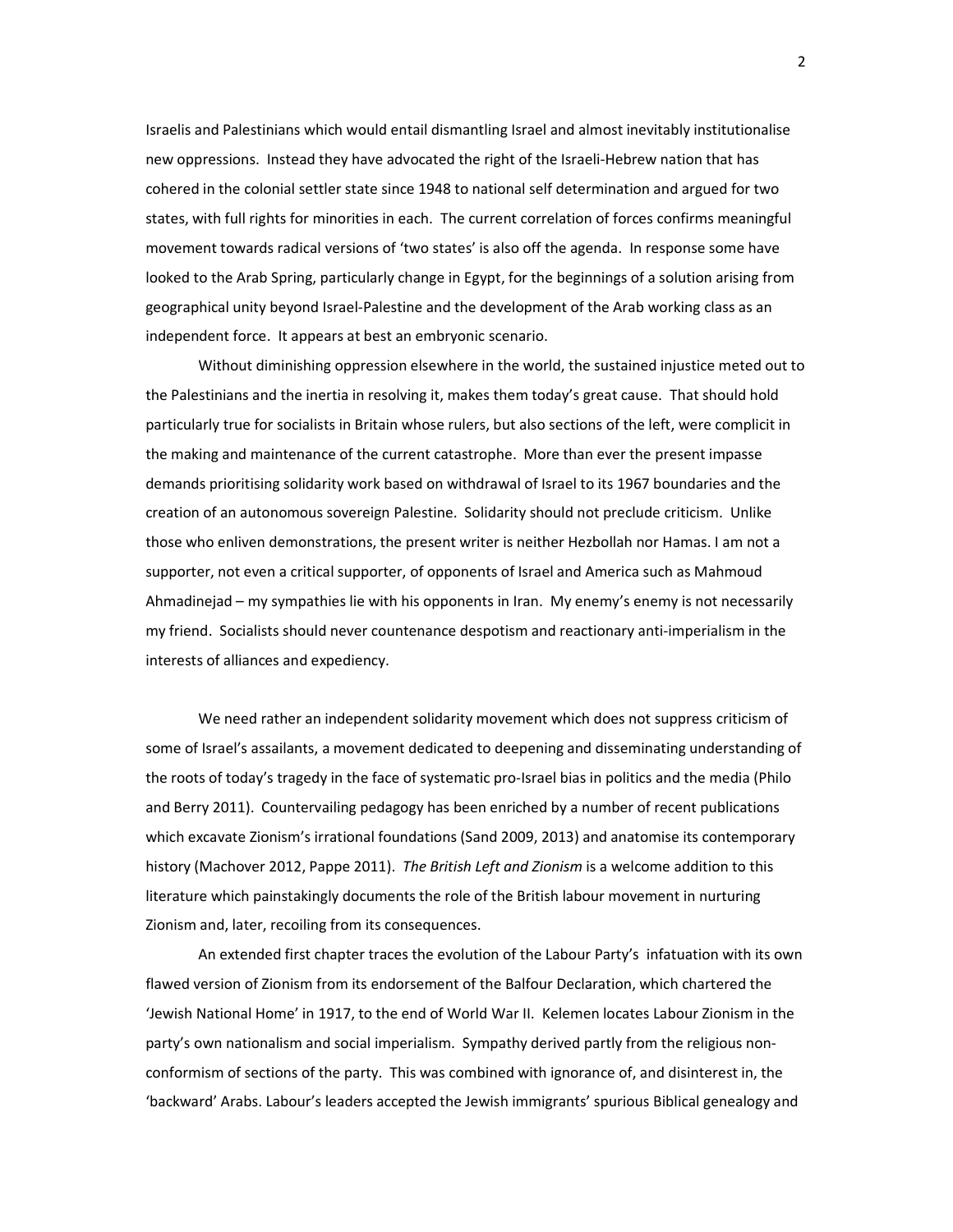Israelis and Palestinians which would entail dismantling Israel and almost inevitably institutionalise new oppressions. Instead they have advocated the right of the Israeli-Hebrew nation that has cohered in the colonial settler state since 1948 to national self determination and argued for two states, with full rights for minorities in each. The current correlation of forces confirms meaningful movement towards radical versions of 'two states' is also off the agenda. In response some have looked to the Arab Spring, particularly change in Egypt, for the beginnings of a solution arising from geographical unity beyond Israel-Palestine and the development of the Arab working class as an independent force. It appears at best an embryonic scenario.

Without diminishing oppression elsewhere in the world, the sustained injustice meted out to the Palestinians and the inertia in resolving it, makes them today's great cause. That should hold particularly true for socialists in Britain whose rulers, but also sections of the left, were complicit in the making and maintenance of the current catastrophe. More than ever the present impasse demands prioritising solidarity work based on withdrawal of Israel to its 1967 boundaries and the creation of an autonomous sovereign Palestine. Solidarity should not preclude criticism. Unlike those who enliven demonstrations, the present writer is neither Hezbollah nor Hamas. I am not a supporter, not even a critical supporter, of opponents of Israel and America such as Mahmoud Ahmadinejad – my sympathies lie with his opponents in Iran. My enemy's enemy is not necessarily my friend. Socialists should never countenance despotism and reactionary anti-imperialism in the interests of alliances and expediency.

We need rather an independent solidarity movement which does not suppress criticism of some of Israel's assailants, a movement dedicated to deepening and disseminating understanding of the roots of today's tragedy in the face of systematic pro-Israel bias in politics and the media (Philo and Berry 2011). Countervailing pedagogy has been enriched by a number of recent publications which excavate Zionism's irrational foundations (Sand 2009, 2013) and anatomise its contemporary history (Machover 2012, Pappe 2011). *The British Left and Zionism* is a welcome addition to this literature which painstakingly documents the role of the British labour movement in nurturing Zionism and, later, recoiling from its consequences.

An extended first chapter traces the evolution of the Labour Party's infatuation with its own flawed version of Zionism from its endorsement of the Balfour Declaration, which chartered the 'Jewish National Home' in 1917, to the end of World War II. Kelemen locates Labour Zionism in the party's own nationalism and social imperialism. Sympathy derived partly from the religious non-conformism of sections of the party. This was combined with ignorance of, and disinterest in, the 'backward' Arabs. Labour's leaders accepted the Jewish immigrants' spurious Biblical genealogy and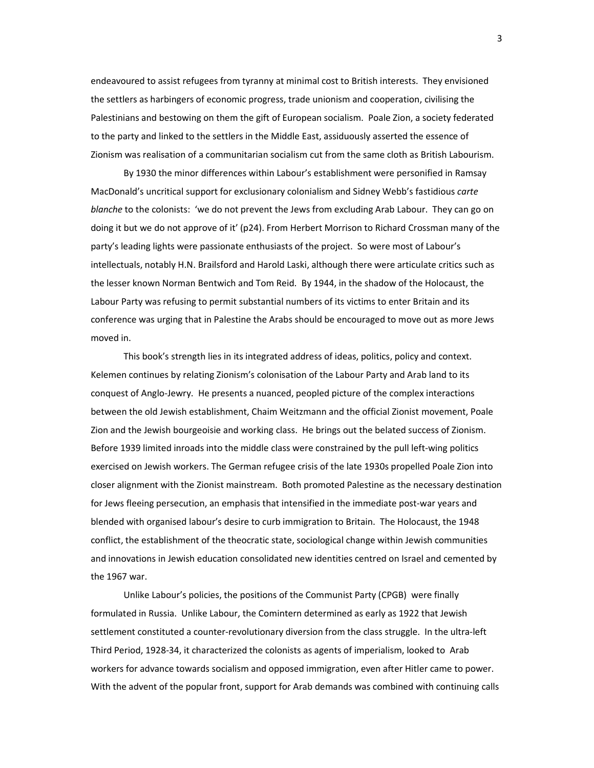endeavoured to assist refugees from tyranny at minimal cost to British interests. They envisioned the settlers as harbingers of economic progress, trade unionism and cooperation, civilising the Palestinians and bestowing on them the gift of European socialism. Poale Zion, a society federated to the party and linked to the settlers in the Middle East, assiduously asserted the essence of Zionism was realisation of a communitarian socialism cut from the same cloth as British Labourism.

By 1930 the minor differences within Labour's establishment were personified in Ramsay MacDonald's uncritical support for exclusionary colonialism and Sidney Webb's fastidious *carte blanche* to the colonists: 'we do not prevent the Jews from excluding Arab Labour. They can go on doing it but we do not approve of it' (p24). From Herbert Morrison to Richard Crossman many of the party's leading lights were passionate enthusiasts of the project. So were most of Labour's intellectuals, notably H.N. Brailsford and Harold Laski, although there were articulate critics such as the lesser known Norman Bentwich and Tom Reid. By 1944, in the shadow of the Holocaust, the Labour Party was refusing to permit substantial numbers of its victims to enter Britain and its conference was urging that in Palestine the Arabs should be encouraged to move out as more Jews moved in.

This book's strength lies in its integrated address of ideas, politics, policy and context. Kelemen continues by relating Zionism's colonisation of the Labour Party and Arab land to its conquest of Anglo-Jewry. He presents a nuanced, peopled picture of the complex interactions between the old Jewish establishment, Chaim Weitzmann and the official Zionist movement, Poale Zion and the Jewish bourgeoisie and working class. He brings out the belated success of Zionism. Before 1939 limited inroads into the middle class were constrained by the pull left-wing politics exercised on Jewish workers. The German refugee crisis of the late 1930s propelled Poale Zion into closer alignment with the Zionist mainstream. Both promoted Palestine as the necessary destination for Jews fleeing persecution, an emphasis that intensified in the immediate post-war years and blended with organised labour's desire to curb immigration to Britain. The Holocaust, the 1948 conflict, the establishment of the theocratic state, sociological change within Jewish communities and innovations in Jewish education consolidated new identities centred on Israel and cemented by the 1967 war.

Unlike Labour's policies, the positions of the Communist Party (CPGB) were finally formulated in Russia. Unlike Labour, the Comintern determined as early as 1922 that Jewish settlement constituted a counter-revolutionary diversion from the class struggle. In the ultra-left Third Period, 1928-34, it characterized the colonists as agents of imperialism, looked to Arab workers for advance towards socialism and opposed immigration, even after Hitler came to power. With the advent of the popular front, support for Arab demands was combined with continuing calls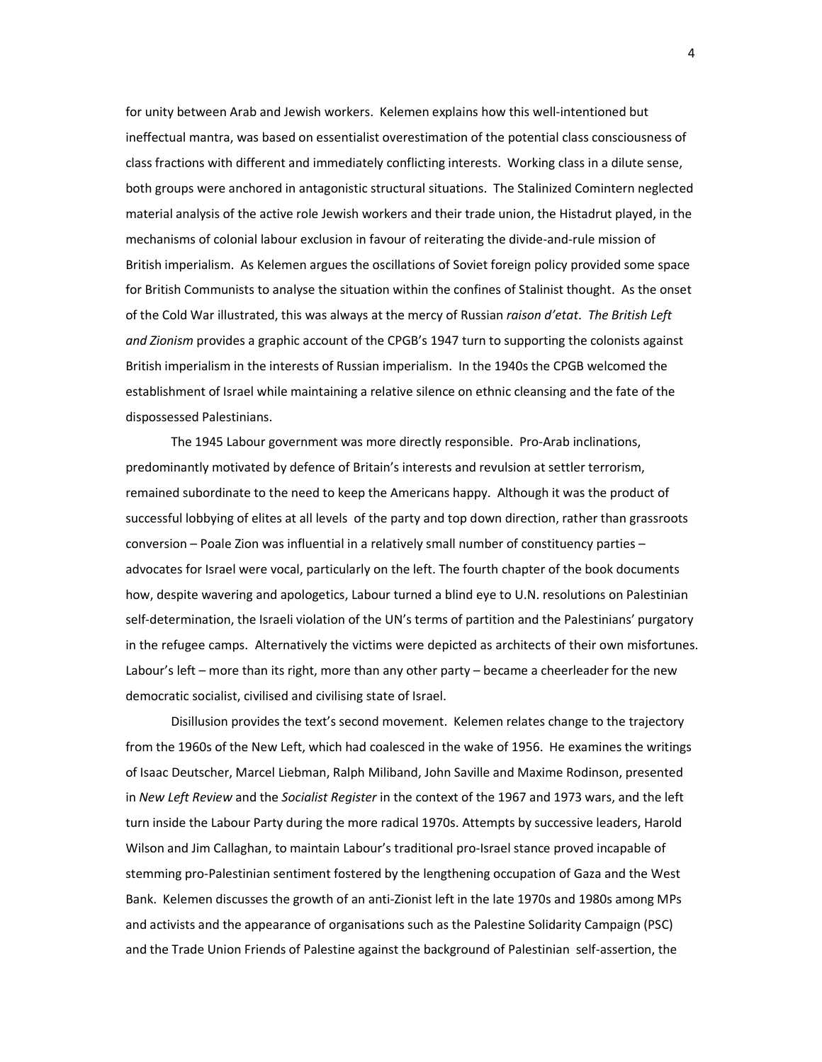for unity between Arab and Jewish workers. Kelemen explains how this well-intentioned but ineffectual mantra, was based on essentialist overestimation of the potential class consciousness of class fractions with different and immediately conflicting interests. Working class in a dilute sense, both groups were anchored in antagonistic structural situations. The Stalinized Comintern neglected material analysis of the active role Jewish workers and their trade union, the Histadrut played, in the mechanisms of colonial labour exclusion in favour of reiterating the divide-and-rule mission of British imperialism. As Kelemen argues the oscillations of Soviet foreign policy provided some space for British Communists to analyse the situation within the confines of Stalinist thought. As the onset of the Cold War illustrated, this was always at the mercy of Russian *raison d'etat*. *The British Left and Zionism* provides a graphic account of the CPGB's 1947 turn to supporting the colonists against British imperialism in the interests of Russian imperialism. In the 1940s the CPGB welcomed the establishment of Israel while maintaining a relative silence on ethnic cleansing and the fate of the dispossessed Palestinians.

The 1945 Labour government was more directly responsible. Pro-Arab inclinations, predominantly motivated by defence of Britain's interests and revulsion at settler terrorism, remained subordinate to the need to keep the Americans happy. Although it was the product of successful lobbying of elites at all levels of the party and top down direction, rather than grassroots conversion – Poale Zion was influential in a relatively small number of constituency parties – advocates for Israel were vocal, particularly on the left. The fourth chapter of the book documents how, despite wavering and apologetics, Labour turned a blind eye to U.N. resolutions on Palestinian self-determination, the Israeli violation of the UN's terms of partition and the Palestinians' purgatory in the refugee camps. Alternatively the victims were depicted as architects of their own misfortunes. Labour's left – more than its right, more than any other party – became a cheerleader for the new democratic socialist, civilised and civilising state of Israel.

Disillusion provides the text's second movement. Kelemen relates change to the trajectory from the 1960s of the New Left, which had coalesced in the wake of 1956. He examines the writings of Isaac Deutscher, Marcel Liebman, Ralph Miliband, John Saville and Maxime Rodinson, presented in *New Left Review* and the *Socialist Register* in the context of the 1967 and 1973 wars, and the left turn inside the Labour Party during the more radical 1970s. Attempts by successive leaders, Harold Wilson and Jim Callaghan, to maintain Labour's traditional pro-Israel stance proved incapable of stemming pro-Palestinian sentiment fostered by the lengthening occupation of Gaza and the West Bank. Kelemen discusses the growth of an anti-Zionist left in the late 1970s and 1980s among MPs and activists and the appearance of organisations such as the Palestine Solidarity Campaign (PSC) and the Trade Union Friends of Palestine against the background of Palestinian self-assertion, the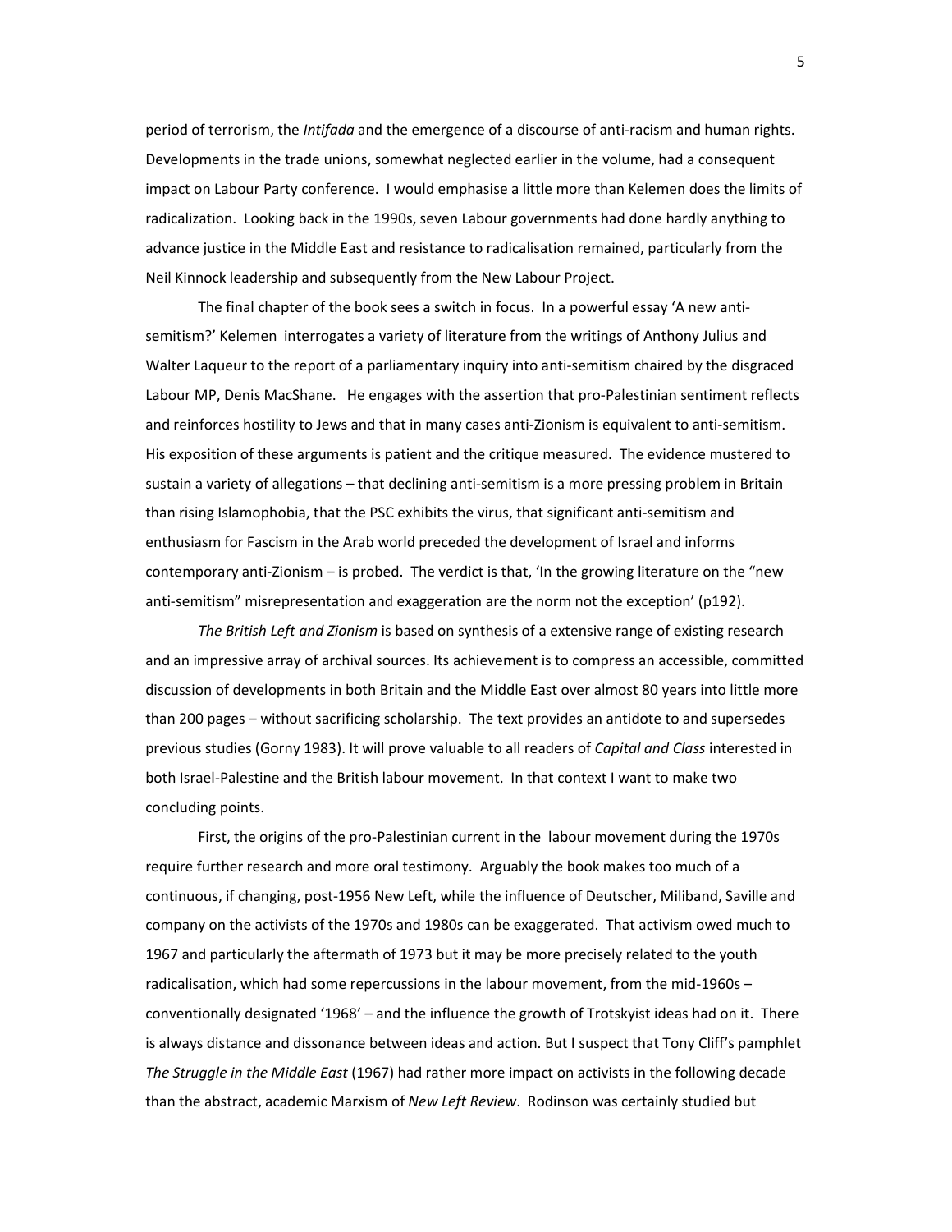period of terrorism, the *Intifada* and the emergence of a discourse of anti-racism and human rights. Developments in the trade unions, somewhat neglected earlier in the volume, had a consequent impact on Labour Party conference. I would emphasise a little more than Kelemen does the limits of radicalization. Looking back in the 1990s, seven Labour governments had done hardly anything to advance justice in the Middle East and resistance to radicalisation remained, particularly from the Neil Kinnock leadership and subsequently from the New Labour Project.

The final chapter of the book sees a switch in focus. In a powerful essay 'A new anti-semitism?' Kelemen interrogates a variety of literature from the writings of Anthony Julius and Walter Laqueur to the report of a parliamentary inquiry into anti-semitism chaired by the disgraced Labour MP, Denis MacShane. He engages with the assertion that pro-Palestinian sentiment reflects and reinforces hostility to Jews and that in many cases anti-Zionism is equivalent to anti-semitism. His exposition of these arguments is patient and the critique measured. The evidence mustered to sustain a variety of allegations – that declining anti-semitism is a more pressing problem in Britain than rising Islamophobia, that the PSC exhibits the virus, that significant anti-semitism and enthusiasm for Fascism in the Arab world preceded the development of Israel and informs contemporary anti-Zionism – is probed. The verdict is that, 'In the growing literature on the "new anti-semitism" misrepresentation and exaggeration are the norm not the exception' (p192).

*The British Left and Zionism* is based on synthesis of a extensive range of existing research and an impressive array of archival sources. Its achievement is to compress an accessible, committed discussion of developments in both Britain and the Middle East over almost 80 years into little more than 200 pages – without sacrificing scholarship. The text provides an antidote to and supersedes previous studies (Gorny 1983). It will prove valuable to all readers of *Capital and Class* interested in both Israel-Palestine and the British labour movement. In that context I want to make two concluding points.

First, the origins of the pro-Palestinian current in the labour movement during the 1970s require further research and more oral testimony. Arguably the book makes too much of a continuous, if changing, post-1956 New Left, while the influence of Deutscher, Miliband, Saville and company on the activists of the 1970s and 1980s can be exaggerated. That activism owed much to 1967 and particularly the aftermath of 1973 but it may be more precisely related to the youth radicalisation, which had some repercussions in the labour movement, from the mid-1960s – conventionally designated '1968' – and the influence the growth of Trotskyist ideas had on it. There is always distance and dissonance between ideas and action. But I suspect that Tony Cliff's pamphlet *The Struggle in the Middle East* (1967) had rather more impact on activists in the following decade than the abstract, academic Marxism of *New Left Review*. Rodinson was certainly studied but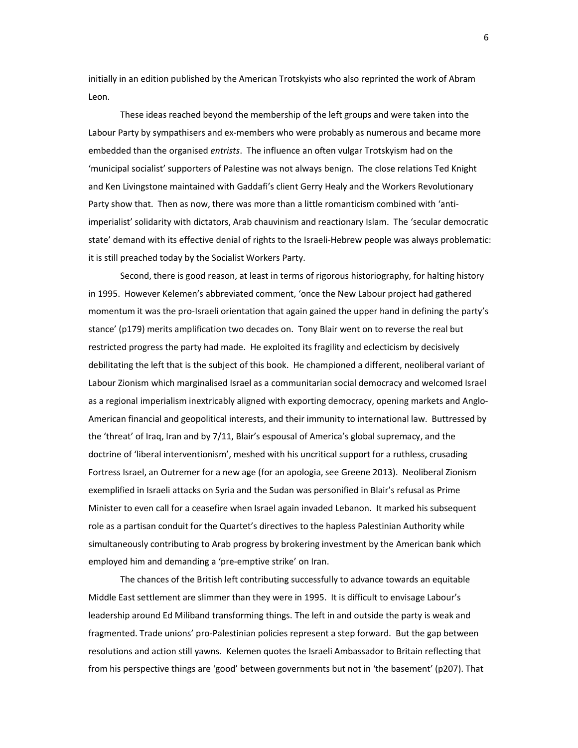initially in an edition published by the American Trotskyists who also reprinted the work of Abram Leon.

These ideas reached beyond the membership of the left groups and were taken into the Labour Party by sympathisers and ex-members who were probably as numerous and became more embedded than the organised *entrists*. The influence an often vulgar Trotskyism had on the 'municipal socialist' supporters of Palestine was not always benign. The close relations Ted Knight and Ken Livingstone maintained with Gaddafi's client Gerry Healy and the Workers Revolutionary Party show that. Then as now, there was more than a little romanticism combined with 'anti-imperialist' solidarity with dictators, Arab chauvinism and reactionary Islam. The 'secular democratic state' demand with its effective denial of rights to the Israeli-Hebrew people was always problematic: it is still preached today by the Socialist Workers Party.

Second, there is good reason, at least in terms of rigorous historiography, for halting history in 1995. However Kelemen's abbreviated comment, 'once the New Labour project had gathered momentum it was the pro-Israeli orientation that again gained the upper hand in defining the party's stance' (p179) merits amplification two decades on. Tony Blair went on to reverse the real but restricted progress the party had made. He exploited its fragility and eclecticism by decisively debilitating the left that is the subject of this book. He championed a different, neoliberal variant of Labour Zionism which marginalised Israel as a communitarian social democracy and welcomed Israel as a regional imperialism inextricably aligned with exporting democracy, opening markets and Anglo-American financial and geopolitical interests, and their immunity to international law. Buttressed by the 'threat' of Iraq, Iran and by 7/11, Blair's espousal of America's global supremacy, and the doctrine of 'liberal interventionism', meshed with his uncritical support for a ruthless, crusading Fortress Israel, an Outremer for a new age (for an apologia, see Greene 2013). Neoliberal Zionism exemplified in Israeli attacks on Syria and the Sudan was personified in Blair's refusal as Prime Minister to even call for a ceasefire when Israel again invaded Lebanon. It marked his subsequent role as a partisan conduit for the Quartet's directives to the hapless Palestinian Authority while simultaneously contributing to Arab progress by brokering investment by the American bank which employed him and demanding a 'pre-emptive strike' on Iran.

The chances of the British left contributing successfully to advance towards an equitable Middle East settlement are slimmer than they were in 1995. It is difficult to envisage Labour's leadership around Ed Miliband transforming things. The left in and outside the party is weak and fragmented. Trade unions' pro-Palestinian policies represent a step forward. But the gap between resolutions and action still yawns. Kelemen quotes the Israeli Ambassador to Britain reflecting that from his perspective things are 'good' between governments but not in 'the basement' (p207). That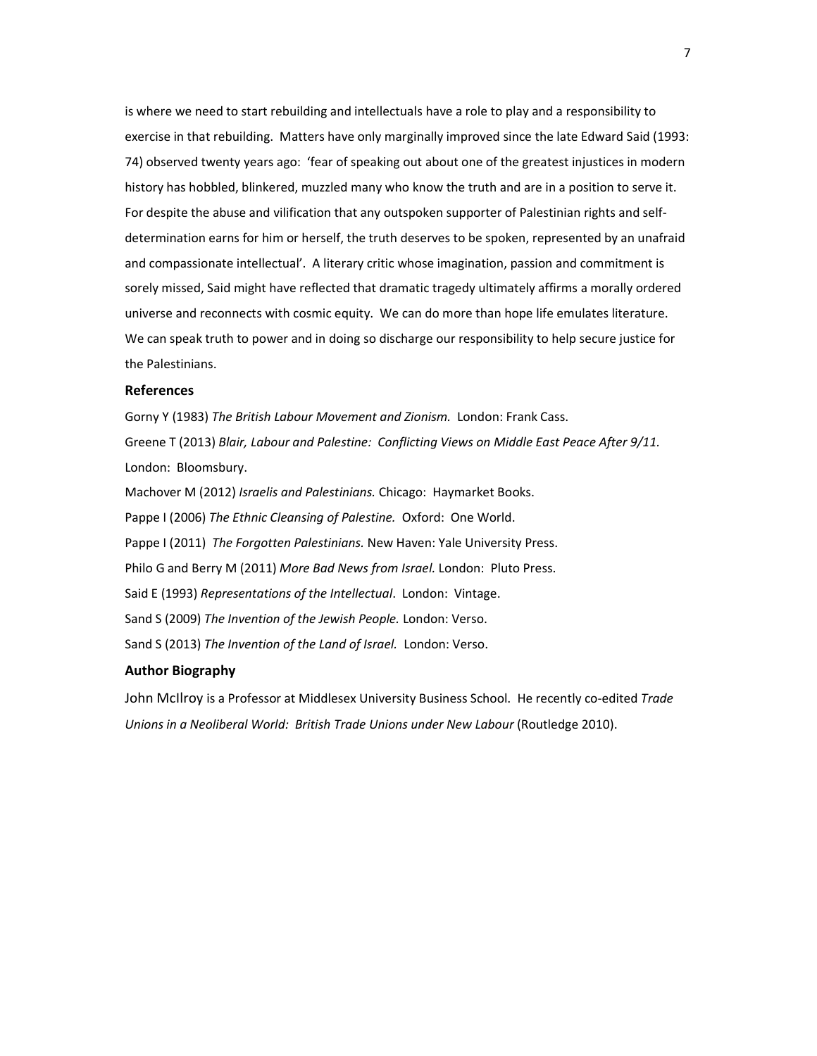is where we need to start rebuilding and intellectuals have a role to play and a responsibility to exercise in that rebuilding. Matters have only marginally improved since the late Edward Said (1993: 74) observed twenty years ago: 'fear of speaking out about one of the greatest injustices in modern history has hobbled, blinkered, muzzled many who know the truth and are in a position to serve it. For despite the abuse and vilification that any outspoken supporter of Palestinian rights and self-determination earns for him or herself, the truth deserves to be spoken, represented by an unafraid and compassionate intellectual'. A literary critic whose imagination, passion and commitment is sorely missed, Said might have reflected that dramatic tragedy ultimately affirms a morally ordered universe and reconnects with cosmic equity. We can do more than hope life emulates literature. We can speak truth to power and in doing so discharge our responsibility to help secure justice for the Palestinians.

### References

Gorny Y (1983) *The British Labour Movement and Zionism.* London: Frank Cass.

Greene T (2013) *Blair, Labour and Palestine: Conflicting Views on Middle East Peace After 9/11.* London: Bloomsbury.

Machover M (2012) *Israelis and Palestinians.* Chicago: Haymarket Books.

Pappe I (2006) *The Ethnic Cleansing of Palestine.* Oxford: One World.

Pappe I (2011) *The Forgotten Palestinians.* New Haven: Yale University Press.

Philo G and Berry M (2011) *More Bad News from Israel.* London: Pluto Press.

Said E (1993) *Representations of the Intellectual*. London: Vintage.

Sand S (2009) *The Invention of the Jewish People.* London: Verso.

Sand S (2013) *The Invention of the Land of Israel.* London: Verso.

### Author Biography

John McIlroy is a Professor at Middlesex University Business School. He recently co-edited *Trade Unions in a Neoliberal World: British Trade Unions under New Labour* (Routledge 2010).